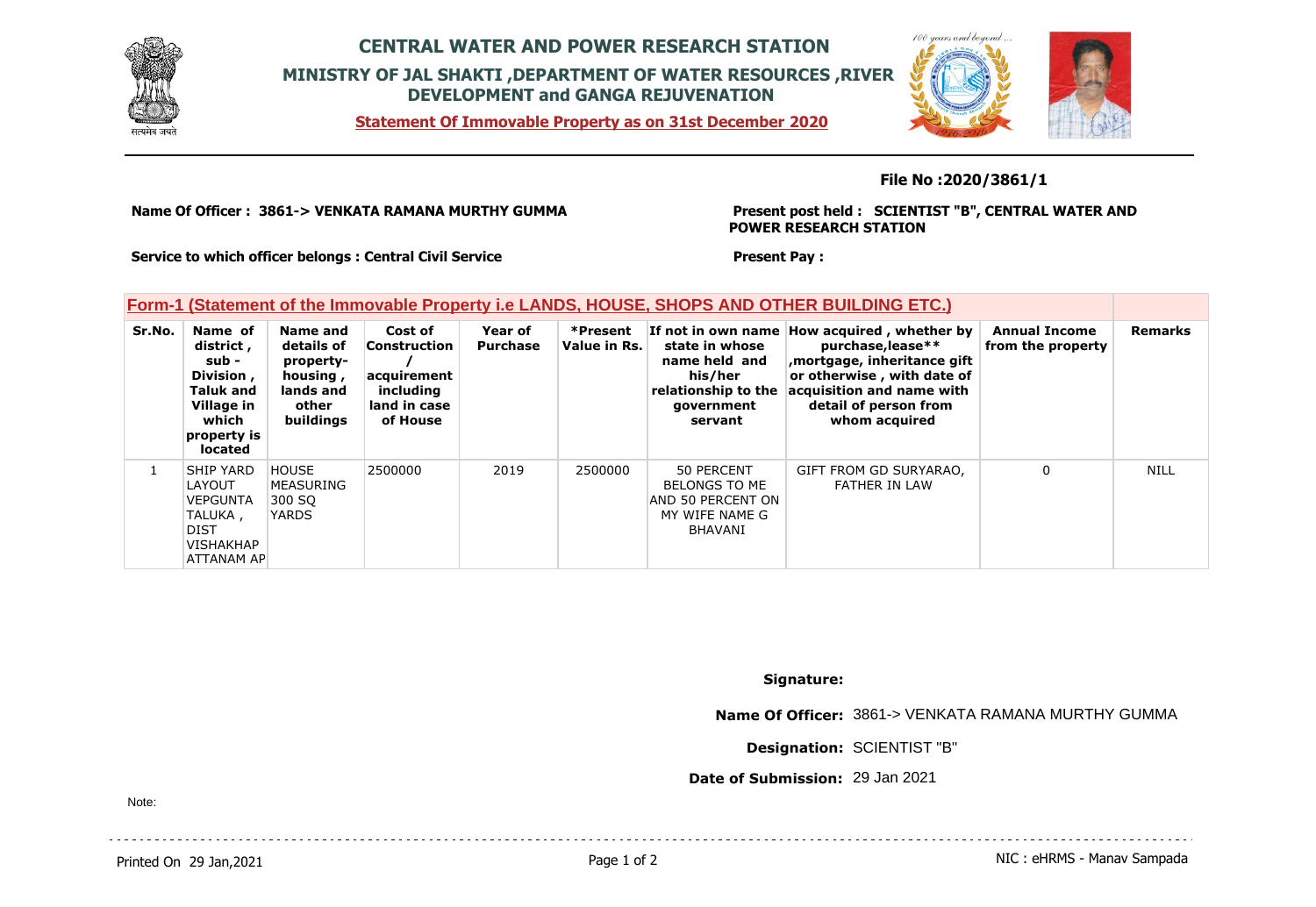# CENTRAL WATER AND POWER RESEARCH STATION

## MINISTRY OF JAL SHAKTI ,DEPARTMENT OF WATER RESOURCES ,RIVER DEVELOPMENT and GANGA REJUVENATION

**Statement Of Immovable Property as on 31st December 2020**

**File No :2020/3861/1**

**Name Of Officer : 3861-> VENKATA RAMANA MURTHY GUMMA**

**Present post held : SCIENTIST "B", CENTRAL WATER AND POWER RESEARCH STATION**

**Service to which officer belongs : Central Civil Service**

**Present Pay :**

### Form-1 (Statement of the Immovable Property i.e LANDS, HOUSE, SHOPS AND OTHER BUILDING ETC.)

| Sr.No. | Name of district , sub - Division , Taluk and Village in which property is located | Name and details of property-housing , lands and other buildings | Cost of Construction / acquirement including land in case of House | Year of Purchase | *Present Value in Rs. | If not in own name state in whose name held and his/her relationship to the government servant | How acquired , whether by purchase,lease** ,mortgage, inheritance gift or otherwise , with date of acquisition and name with detail of person from whom acquired | Annual Income from the property | Remarks |
|---|---|---|---|---|---|---|---|---|---|
| 1 | SHIP YARD LAYOUT VEPGUNTA TALUKA , DIST VISHAKHAPATTANAM AP | HOUSE MEASURING 300 SQ YARDS | 2500000 | 2019 | 2500000 | 50 PERCENT BELONGS TO ME AND 50 PERCENT ON MY WIFE NAME G BHAVANI | GIFT FROM GD SURYARAO, FATHER IN LAW | 0 | NILL |

**Signature:**

**Name Of Officer:** 3861-> VENKATA RAMANA MURTHY GUMMA

**Designation:** SCIENTIST "B"

**Date of Submission:** 29 Jan 2021

Note:

Printed On 29 Jan,2021

NIC : eHRMS - Manav Sampada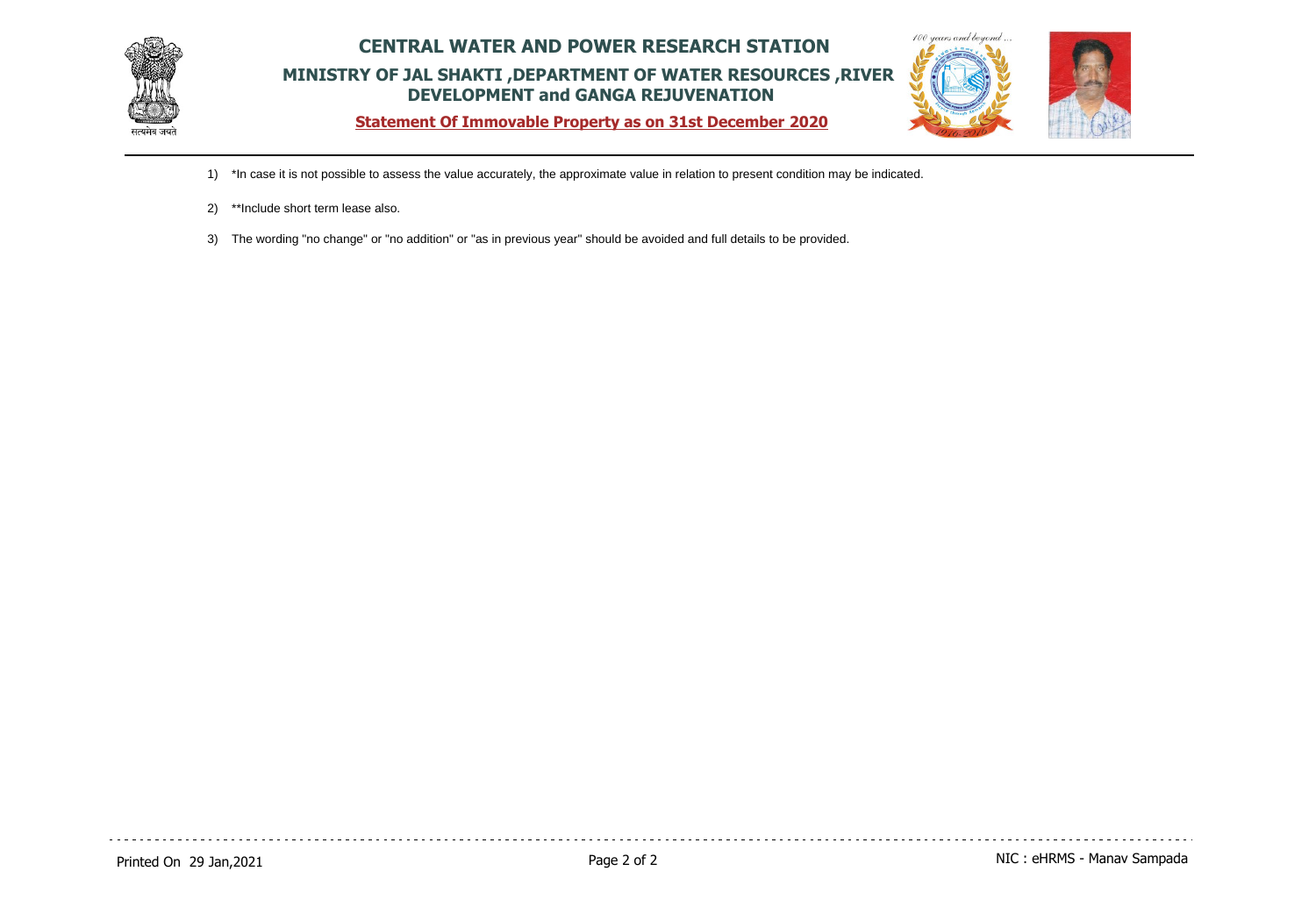# CENTRAL WATER AND POWER RESEARCH STATION

## MINISTRY OF JAL SHAKTI ,DEPARTMENT OF WATER RESOURCES ,RIVER DEVELOPMENT and GANGA REJUVENATION

**Statement Of Immovable Property as on 31st December 2020**

1) *In case it is not possible to assess the value accurately, the approximate value in relation to present condition may be indicated.

2) **Include short term lease also.

3) The wording "no change" or "no addition" or "as in previous year" should be avoided and full details to be provided.

Printed On 29 Jan,2021

NIC : eHRMS - Manav Sampada